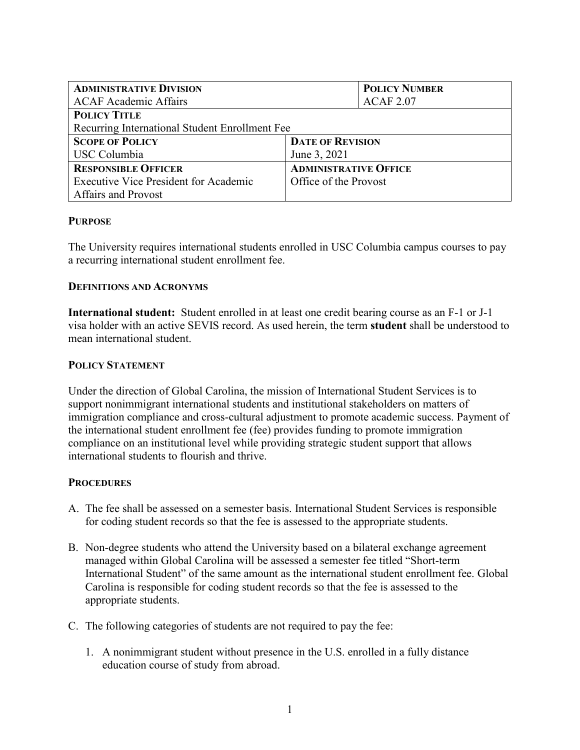| | | |
|---|---|---|
| **Administrative Division**<br>ACAF Academic Affairs | | **Policy Number**<br>ACAF 2.07 |
| **Policy Title**<br>Recurring International Student Enrollment Fee | | |
| **Scope of Policy**<br>USC Columbia | **Date of Revision**<br>June 3, 2021 | |
| **Responsible Officer**<br>Executive Vice President for Academic Affairs and Provost | **Administrative Office**<br>Office of the Provost | |

## Purpose

The University requires international students enrolled in USC Columbia campus courses to pay a recurring international student enrollment fee.

## Definitions and Acronyms

**International student:** Student enrolled in at least one credit bearing course as an F-1 or J-1 visa holder with an active SEVIS record. As used herein, the term **student** shall be understood to mean international student.

## Policy Statement

Under the direction of Global Carolina, the mission of International Student Services is to support nonimmigrant international students and institutional stakeholders on matters of immigration compliance and cross-cultural adjustment to promote academic success. Payment of the international student enrollment fee (fee) provides funding to promote immigration compliance on an institutional level while providing strategic student support that allows international students to flourish and thrive.

## Procedures

A. The fee shall be assessed on a semester basis. International Student Services is responsible for coding student records so that the fee is assessed to the appropriate students.

B. Non-degree students who attend the University based on a bilateral exchange agreement managed within Global Carolina will be assessed a semester fee titled "Short-term International Student" of the same amount as the international student enrollment fee. Global Carolina is responsible for coding student records so that the fee is assessed to the appropriate students.

C. The following categories of students are not required to pay the fee:

   1. A nonimmigrant student without presence in the U.S. enrolled in a fully distance education course of study from abroad.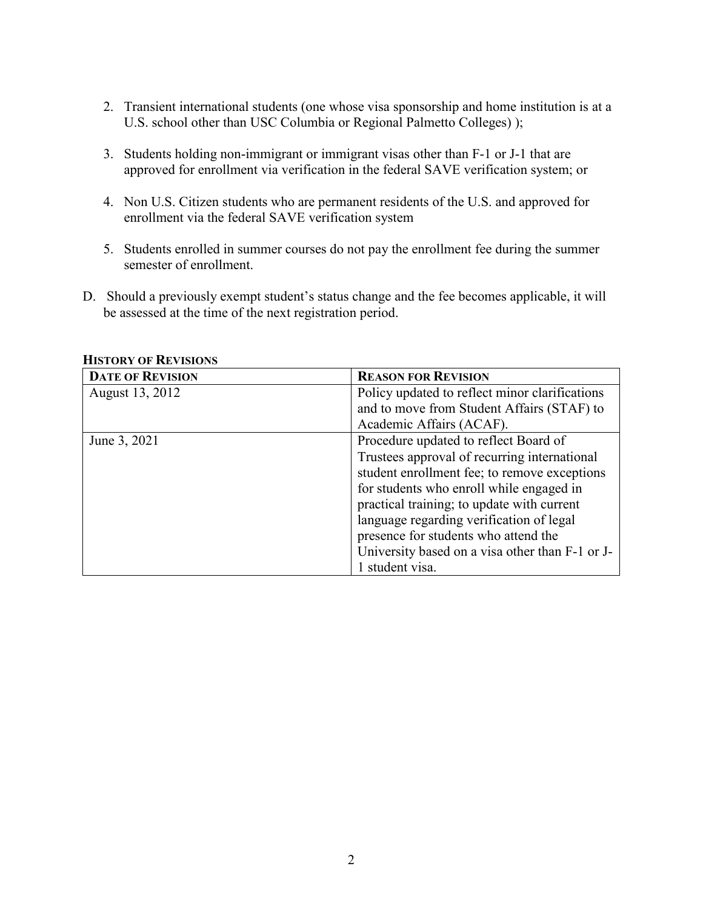2. Transient international students (one whose visa sponsorship and home institution is at a U.S. school other than USC Columbia or Regional Palmetto Colleges) );

3. Students holding non-immigrant or immigrant visas other than F-1 or J-1 that are approved for enrollment via verification in the federal SAVE verification system; or

4. Non U.S. Citizen students who are permanent residents of the U.S. and approved for enrollment via the federal SAVE verification system

5. Students enrolled in summer courses do not pay the enrollment fee during the summer semester of enrollment.

D. Should a previously exempt student's status change and the fee becomes applicable, it will be assessed at the time of the next registration period.

**HISTORY OF REVISIONS**

| DATE OF REVISION | REASON FOR REVISION |
|---|---|
| August 13, 2012 | Policy updated to reflect minor clarifications and to move from Student Affairs (STAF) to Academic Affairs (ACAF). |
| June 3, 2021 | Procedure updated to reflect Board of Trustees approval of recurring international student enrollment fee; to remove exceptions for students who enroll while engaged in practical training; to update with current language regarding verification of legal presence for students who attend the University based on a visa other than F-1 or J-1 student visa. |